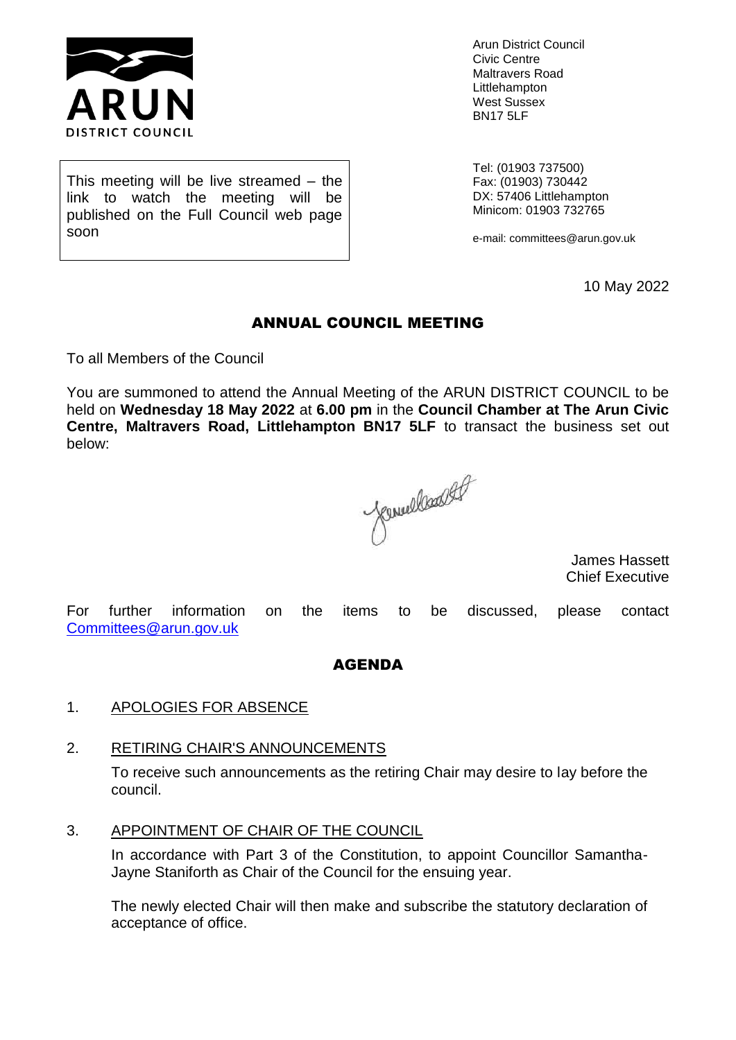**ARUN DISTRICT COUNCIL**

Arun District Council
Civic Centre
Maltravers Road
Littlehampton
West Sussex
BN17 5LF

This meeting will be live streamed – the link to watch the meeting will be published on the Full Council web page soon

Tel: (01903 737500)
Fax: (01903) 730442
DX: 57406 Littlehampton
Minicom: 01903 732765

e-mail: committees@arun.gov.uk

10 May 2022

## ANNUAL COUNCIL MEETING

To all Members of the Council

You are summoned to attend the Annual Meeting of the ARUN DISTRICT COUNCIL to be held on **Wednesday 18 May 2022** at **6.00 pm** in the **Council Chamber at The Arun Civic Centre, Maltravers Road, Littlehampton BN17 5LF** to transact the business set out below:

James Hassett
Chief Executive

For further information on the items to be discussed, please contact [Committees@arun.gov.uk](mailto:Committees@arun.gov.uk)

## AGENDA

1. APOLOGIES FOR ABSENCE

2. RETIRING CHAIR'S ANNOUNCEMENTS

   To receive such announcements as the retiring Chair may desire to lay before the council.

3. APPOINTMENT OF CHAIR OF THE COUNCIL

   In accordance with Part 3 of the Constitution, to appoint Councillor Samantha-Jayne Staniforth as Chair of the Council for the ensuing year.

   The newly elected Chair will then make and subscribe the statutory declaration of acceptance of office.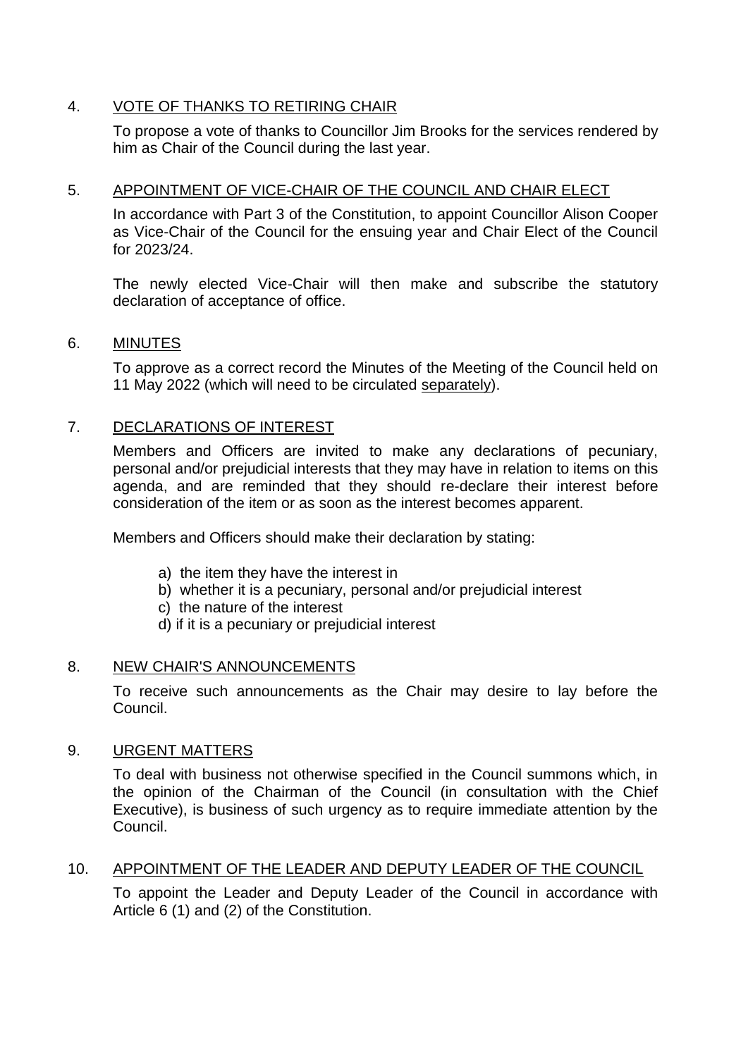4. VOTE OF THANKS TO RETIRING CHAIR

To propose a vote of thanks to Councillor Jim Brooks for the services rendered by him as Chair of the Council during the last year.

5. APPOINTMENT OF VICE-CHAIR OF THE COUNCIL AND CHAIR ELECT

In accordance with Part 3 of the Constitution, to appoint Councillor Alison Cooper as Vice-Chair of the Council for the ensuing year and Chair Elect of the Council for 2023/24.

The newly elected Vice-Chair will then make and subscribe the statutory declaration of acceptance of office.

6. MINUTES

To approve as a correct record the Minutes of the Meeting of the Council held on 11 May 2022 (which will need to be circulated separately).

7. DECLARATIONS OF INTEREST

Members and Officers are invited to make any declarations of pecuniary, personal and/or prejudicial interests that they may have in relation to items on this agenda, and are reminded that they should re-declare their interest before consideration of the item or as soon as the interest becomes apparent.

Members and Officers should make their declaration by stating:

a) the item they have the interest in
b) whether it is a pecuniary, personal and/or prejudicial interest
c) the nature of the interest
d) if it is a pecuniary or prejudicial interest

8. NEW CHAIR'S ANNOUNCEMENTS

To receive such announcements as the Chair may desire to lay before the Council.

9. URGENT MATTERS

To deal with business not otherwise specified in the Council summons which, in the opinion of the Chairman of the Council (in consultation with the Chief Executive), is business of such urgency as to require immediate attention by the Council.

10. APPOINTMENT OF THE LEADER AND DEPUTY LEADER OF THE COUNCIL

To appoint the Leader and Deputy Leader of the Council in accordance with Article 6 (1) and (2) of the Constitution.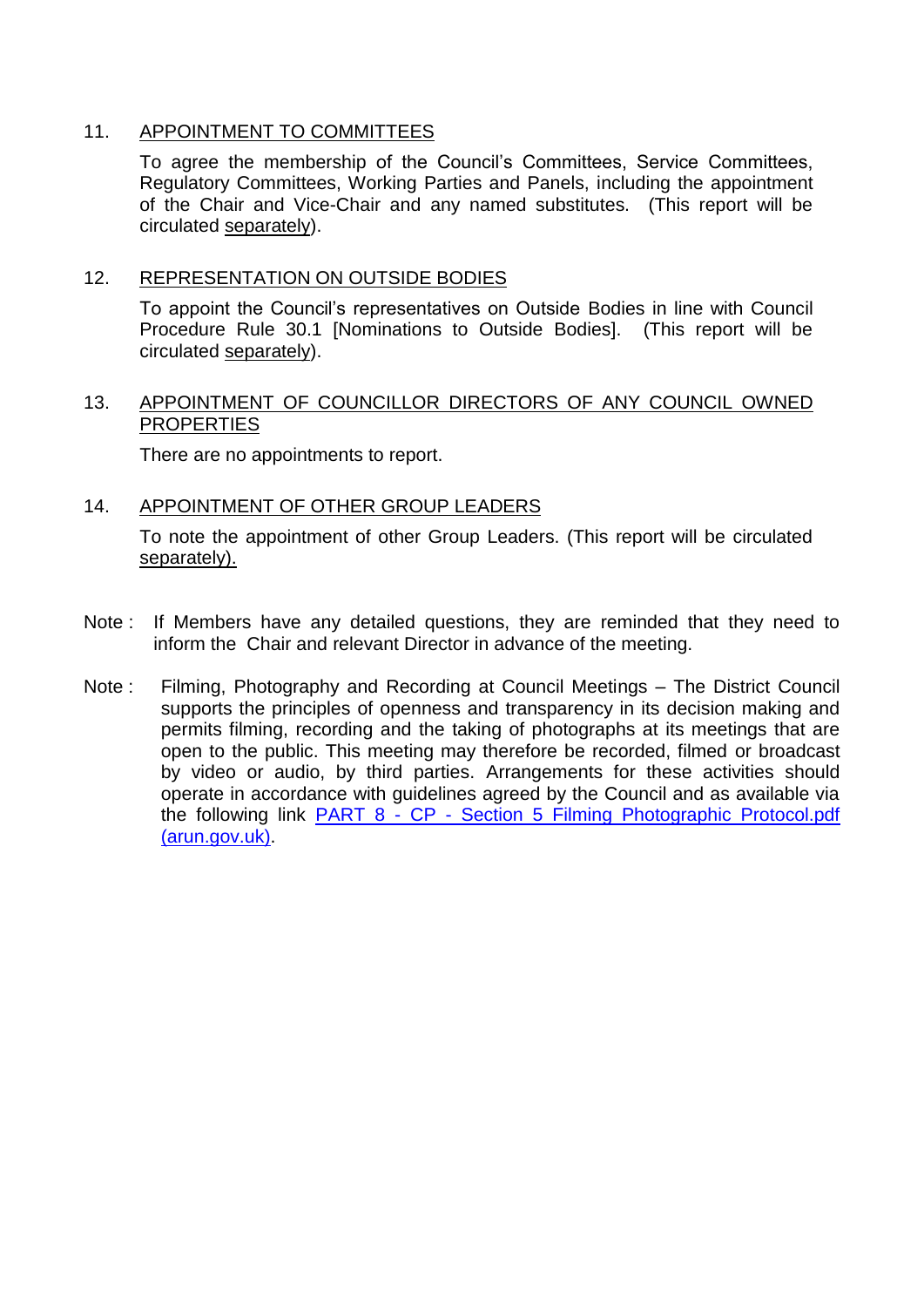11. APPOINTMENT TO COMMITTEES

    To agree the membership of the Council's Committees, Service Committees, Regulatory Committees, Working Parties and Panels, including the appointment of the Chair and Vice-Chair and any named substitutes. (This report will be circulated separately).

12. REPRESENTATION ON OUTSIDE BODIES

    To appoint the Council's representatives on Outside Bodies in line with Council Procedure Rule 30.1 [Nominations to Outside Bodies]. (This report will be circulated separately).

13. APPOINTMENT OF COUNCILLOR DIRECTORS OF ANY COUNCIL OWNED PROPERTIES

    There are no appointments to report.

14. APPOINTMENT OF OTHER GROUP LEADERS

    To note the appointment of other Group Leaders. (This report will be circulated separately).

Note : If Members have any detailed questions, they are reminded that they need to inform the Chair and relevant Director in advance of the meeting.

Note : Filming, Photography and Recording at Council Meetings – The District Council supports the principles of openness and transparency in its decision making and permits filming, recording and the taking of photographs at its meetings that are open to the public. This meeting may therefore be recorded, filmed or broadcast by video or audio, by third parties. Arrangements for these activities should operate in accordance with guidelines agreed by the Council and as available via the following link PART 8 - CP - Section 5 Filming Photographic Protocol.pdf (arun.gov.uk).